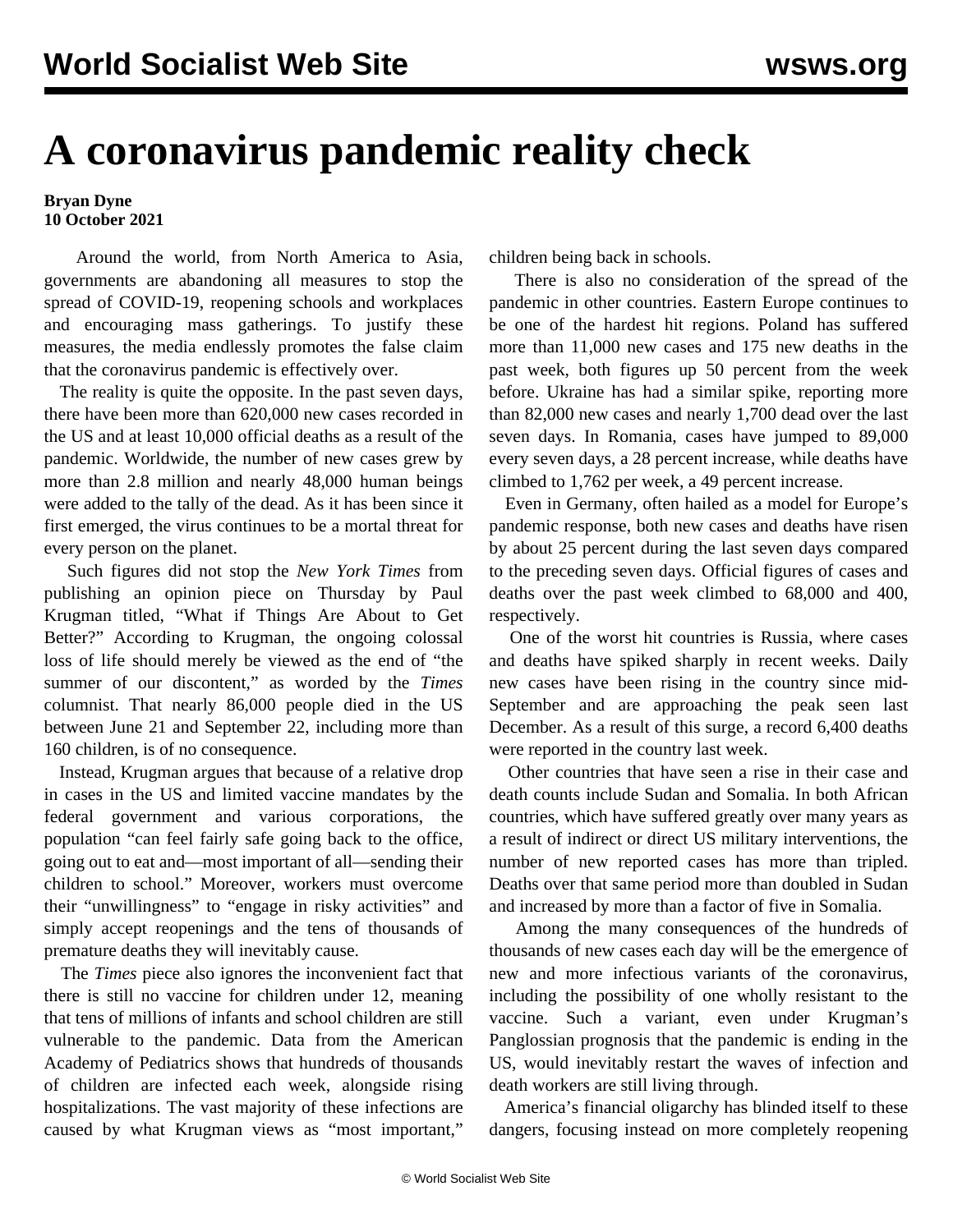# A coronavirus pandemic reality check

**Bryan Dyne**
**10 October 2021**

Around the world, from North America to Asia, governments are abandoning all measures to stop the spread of COVID-19, reopening schools and workplaces and encouraging mass gatherings. To justify these measures, the media endlessly promotes the false claim that the coronavirus pandemic is effectively over.

The reality is quite the opposite. In the past seven days, there have been more than 620,000 new cases recorded in the US and at least 10,000 official deaths as a result of the pandemic. Worldwide, the number of new cases grew by more than 2.8 million and nearly 48,000 human beings were added to the tally of the dead. As it has been since it first emerged, the virus continues to be a mortal threat for every person on the planet.

Such figures did not stop the *New York Times* from publishing an opinion piece on Thursday by Paul Krugman titled, "What if Things Are About to Get Better?" According to Krugman, the ongoing colossal loss of life should merely be viewed as the end of "the summer of our discontent," as worded by the *Times* columnist. That nearly 86,000 people died in the US between June 21 and September 22, including more than 160 children, is of no consequence.

Instead, Krugman argues that because of a relative drop in cases in the US and limited vaccine mandates by the federal government and various corporations, the population "can feel fairly safe going back to the office, going out to eat and—most important of all—sending their children to school." Moreover, workers must overcome their "unwillingness" to "engage in risky activities" and simply accept reopenings and the tens of thousands of premature deaths they will inevitably cause.

The *Times* piece also ignores the inconvenient fact that there is still no vaccine for children under 12, meaning that tens of millions of infants and school children are still vulnerable to the pandemic. Data from the American Academy of Pediatrics shows that hundreds of thousands of children are infected each week, alongside rising hospitalizations. The vast majority of these infections are caused by what Krugman views as "most important," children being back in schools.

There is also no consideration of the spread of the pandemic in other countries. Eastern Europe continues to be one of the hardest hit regions. Poland has suffered more than 11,000 new cases and 175 new deaths in the past week, both figures up 50 percent from the week before. Ukraine has had a similar spike, reporting more than 82,000 new cases and nearly 1,700 dead over the last seven days. In Romania, cases have jumped to 89,000 every seven days, a 28 percent increase, while deaths have climbed to 1,762 per week, a 49 percent increase.

Even in Germany, often hailed as a model for Europe's pandemic response, both new cases and deaths have risen by about 25 percent during the last seven days compared to the preceding seven days. Official figures of cases and deaths over the past week climbed to 68,000 and 400, respectively.

One of the worst hit countries is Russia, where cases and deaths have spiked sharply in recent weeks. Daily new cases have been rising in the country since mid-September and are approaching the peak seen last December. As a result of this surge, a record 6,400 deaths were reported in the country last week.

Other countries that have seen a rise in their case and death counts include Sudan and Somalia. In both African countries, which have suffered greatly over many years as a result of indirect or direct US military interventions, the number of new reported cases has more than tripled. Deaths over that same period more than doubled in Sudan and increased by more than a factor of five in Somalia.

Among the many consequences of the hundreds of thousands of new cases each day will be the emergence of new and more infectious variants of the coronavirus, including the possibility of one wholly resistant to the vaccine. Such a variant, even under Krugman's Panglossian prognosis that the pandemic is ending in the US, would inevitably restart the waves of infection and death workers are still living through.

America's financial oligarchy has blinded itself to these dangers, focusing instead on more completely reopening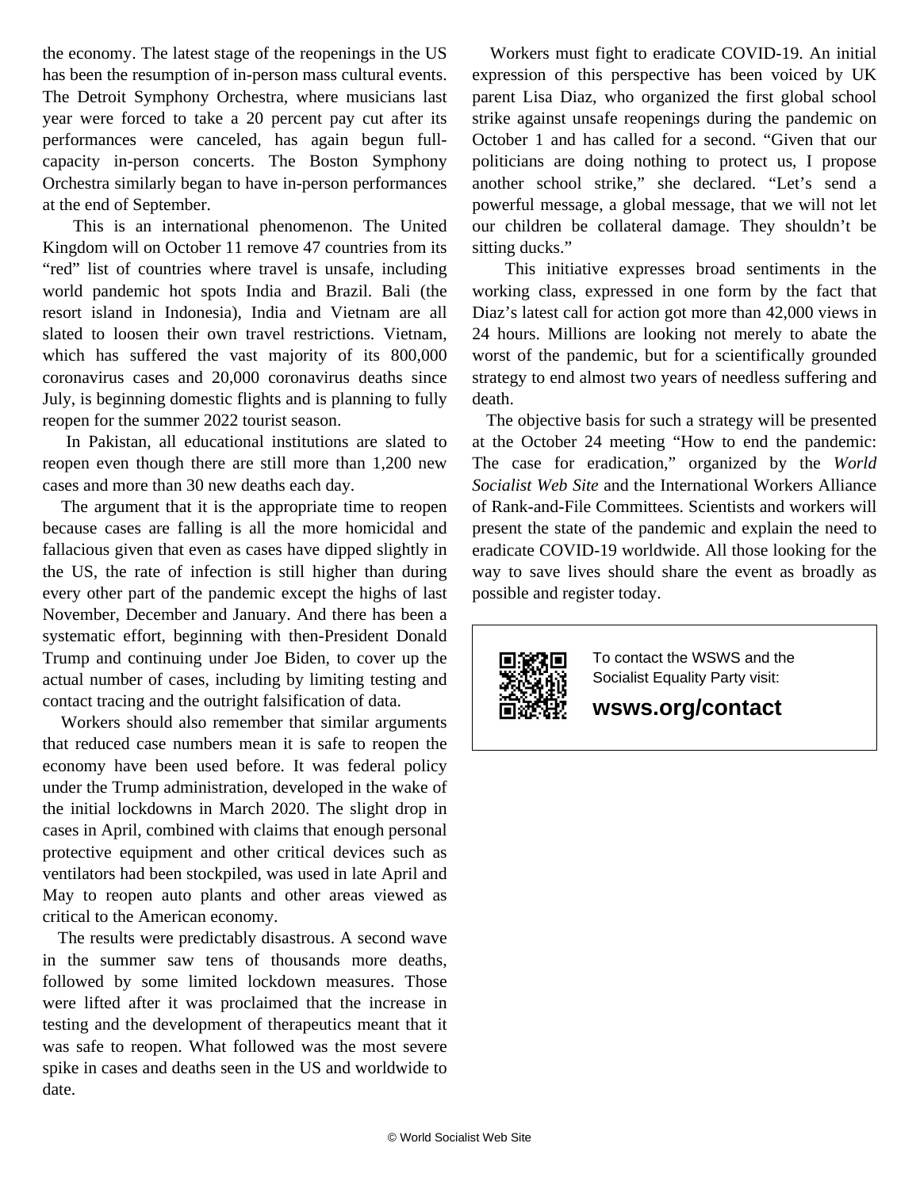the economy. The latest stage of the reopenings in the US has been the resumption of in-person mass cultural events. The Detroit Symphony Orchestra, where musicians last year were forced to take a 20 percent pay cut after its performances were canceled, has again begun full-capacity in-person concerts. The Boston Symphony Orchestra similarly began to have in-person performances at the end of September.

This is an international phenomenon. The United Kingdom will on October 11 remove 47 countries from its "red" list of countries where travel is unsafe, including world pandemic hot spots India and Brazil. Bali (the resort island in Indonesia), India and Vietnam are all slated to loosen their own travel restrictions. Vietnam, which has suffered the vast majority of its 800,000 coronavirus cases and 20,000 coronavirus deaths since July, is beginning domestic flights and is planning to fully reopen for the summer 2022 tourist season.

In Pakistan, all educational institutions are slated to reopen even though there are still more than 1,200 new cases and more than 30 new deaths each day.

The argument that it is the appropriate time to reopen because cases are falling is all the more homicidal and fallacious given that even as cases have dipped slightly in the US, the rate of infection is still higher than during every other part of the pandemic except the highs of last November, December and January. And there has been a systematic effort, beginning with then-President Donald Trump and continuing under Joe Biden, to cover up the actual number of cases, including by limiting testing and contact tracing and the outright falsification of data.

Workers should also remember that similar arguments that reduced case numbers mean it is safe to reopen the economy have been used before. It was federal policy under the Trump administration, developed in the wake of the initial lockdowns in March 2020. The slight drop in cases in April, combined with claims that enough personal protective equipment and other critical devices such as ventilators had been stockpiled, was used in late April and May to reopen auto plants and other areas viewed as critical to the American economy.

The results were predictably disastrous. A second wave in the summer saw tens of thousands more deaths, followed by some limited lockdown measures. Those were lifted after it was proclaimed that the increase in testing and the development of therapeutics meant that it was safe to reopen. What followed was the most severe spike in cases and deaths seen in the US and worldwide to date.

Workers must fight to eradicate COVID-19. An initial expression of this perspective has been voiced by UK parent Lisa Diaz, who organized the first global school strike against unsafe reopenings during the pandemic on October 1 and has called for a second. "Given that our politicians are doing nothing to protect us, I propose another school strike," she declared. "Let's send a powerful message, a global message, that we will not let our children be collateral damage. They shouldn't be sitting ducks."

This initiative expresses broad sentiments in the working class, expressed in one form by the fact that Diaz's latest call for action got more than 42,000 views in 24 hours. Millions are looking not merely to abate the worst of the pandemic, but for a scientifically grounded strategy to end almost two years of needless suffering and death.

The objective basis for such a strategy will be presented at the October 24 meeting "How to end the pandemic: The case for eradication," organized by the *World Socialist Web Site* and the International Workers Alliance of Rank-and-File Committees. Scientists and workers will present the state of the pandemic and explain the need to eradicate COVID-19 worldwide. All those looking for the way to save lives should share the event as broadly as possible and register today.

To contact the WSWS and the Socialist Equality Party visit:

**wsws.org/contact**